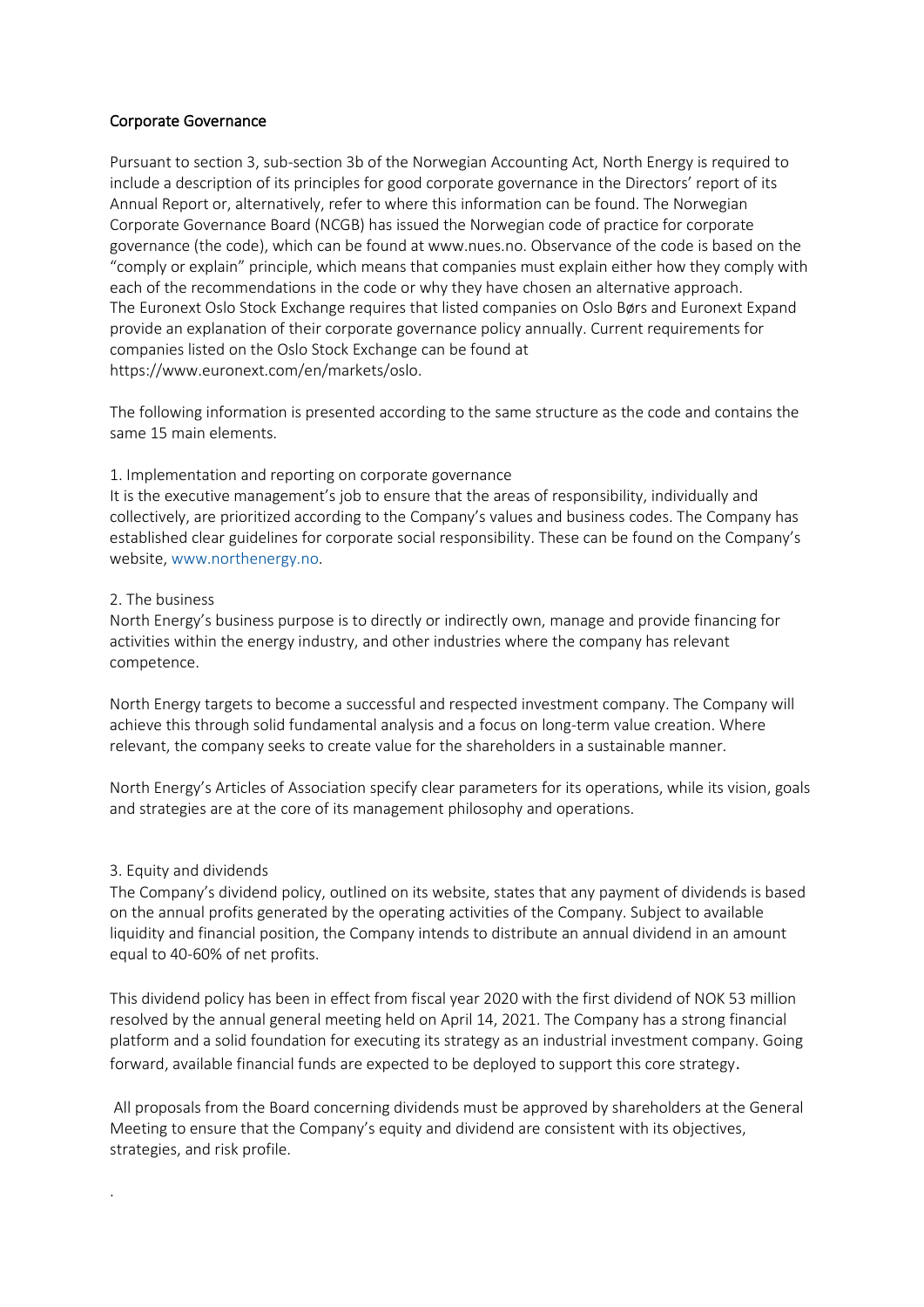## Corporate Governance

Pursuant to section 3, sub-section 3b of the Norwegian Accounting Act, North Energy is required to include a description of its principles for good corporate governance in the Directors' report of its Annual Report or, alternatively, refer to where this information can be found. The Norwegian Corporate Governance Board (NCGB) has issued the Norwegian code of practice for corporate governance (the code), which can be found at www.nues.no. Observance of the code is based on the "comply or explain" principle, which means that companies must explain either how they comply with each of the recommendations in the code or why they have chosen an alternative approach. The Euronext Oslo Stock Exchange requires that listed companies on Oslo Børs and Euronext Expand provide an explanation of their corporate governance policy annually. Current requirements for companies listed on the Oslo Stock Exchange can be found at https://www.euronext.com/en/markets/oslo.

The following information is presented according to the same structure as the code and contains the same 15 main elements.

### 1. Implementation and reporting on corporate governance

It is the executive management's job to ensure that the areas of responsibility, individually and collectively, are prioritized according to the Company's values and business codes. The Company has established clear guidelines for corporate social responsibility. These can be found on the Company's website, www.northenergy.no.

### 2. The business

North Energy's business purpose is to directly or indirectly own, manage and provide financing for activities within the energy industry, and other industries where the company has relevant competence.

North Energy targets to become a successful and respected investment company. The Company will achieve this through solid fundamental analysis and a focus on long-term value creation. Where relevant, the company seeks to create value for the shareholders in a sustainable manner.

North Energy's Articles of Association specify clear parameters for its operations, while its vision, goals and strategies are at the core of its management philosophy and operations.

### 3. Equity and dividends

The Company's dividend policy, outlined on its website, states that any payment of dividends is based on the annual profits generated by the operating activities of the Company. Subject to available liquidity and financial position, the Company intends to distribute an annual dividend in an amount equal to 40-60% of net profits.

This dividend policy has been in effect from fiscal year 2020 with the first dividend of NOK 53 million resolved by the annual general meeting held on April 14, 2021. The Company has a strong financial platform and a solid foundation for executing its strategy as an industrial investment company. Going forward, available financial funds are expected to be deployed to support this core strategy.

All proposals from the Board concerning dividends must be approved by shareholders at the General Meeting to ensure that the Company's equity and dividend are consistent with its objectives, strategies, and risk profile.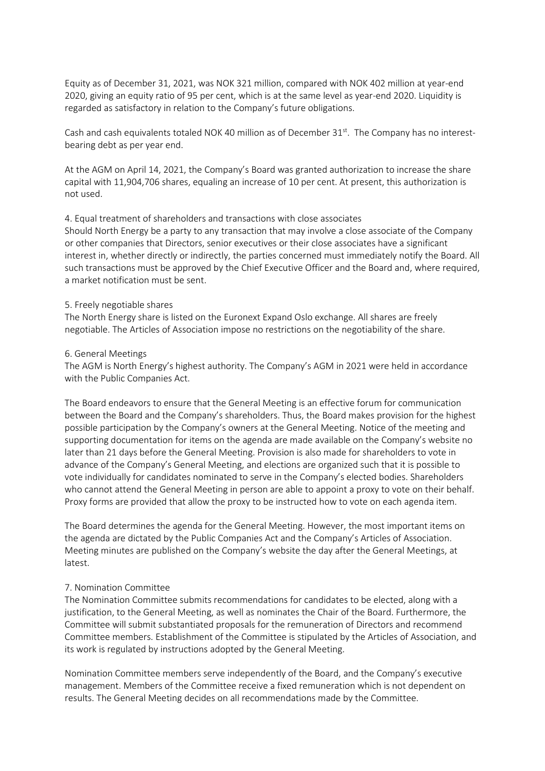Equity as of December 31, 2021, was NOK 321 million, compared with NOK 402 million at year-end 2020, giving an equity ratio of 95 per cent, which is at the same level as year-end 2020. Liquidity is regarded as satisfactory in relation to the Company's future obligations.

Cash and cash equivalents totaled NOK 40 million as of December 31st. The Company has no interest-bearing debt as per year end.

At the AGM on April 14, 2021, the Company's Board was granted authorization to increase the share capital with 11,904,706 shares, equaling an increase of 10 per cent. At present, this authorization is not used.

## 4. Equal treatment of shareholders and transactions with close associates

Should North Energy be a party to any transaction that may involve a close associate of the Company or other companies that Directors, senior executives or their close associates have a significant interest in, whether directly or indirectly, the parties concerned must immediately notify the Board. All such transactions must be approved by the Chief Executive Officer and the Board and, where required, a market notification must be sent.

## 5. Freely negotiable shares

The North Energy share is listed on the Euronext Expand Oslo exchange. All shares are freely negotiable. The Articles of Association impose no restrictions on the negotiability of the share.

## 6. General Meetings

The AGM is North Energy's highest authority. The Company's AGM in 2021 were held in accordance with the Public Companies Act.

The Board endeavors to ensure that the General Meeting is an effective forum for communication between the Board and the Company's shareholders. Thus, the Board makes provision for the highest possible participation by the Company's owners at the General Meeting. Notice of the meeting and supporting documentation for items on the agenda are made available on the Company's website no later than 21 days before the General Meeting. Provision is also made for shareholders to vote in advance of the Company's General Meeting, and elections are organized such that it is possible to vote individually for candidates nominated to serve in the Company's elected bodies. Shareholders who cannot attend the General Meeting in person are able to appoint a proxy to vote on their behalf. Proxy forms are provided that allow the proxy to be instructed how to vote on each agenda item.

The Board determines the agenda for the General Meeting. However, the most important items on the agenda are dictated by the Public Companies Act and the Company's Articles of Association. Meeting minutes are published on the Company's website the day after the General Meetings, at latest.

## 7. Nomination Committee

The Nomination Committee submits recommendations for candidates to be elected, along with a justification, to the General Meeting, as well as nominates the Chair of the Board. Furthermore, the Committee will submit substantiated proposals for the remuneration of Directors and recommend Committee members. Establishment of the Committee is stipulated by the Articles of Association, and its work is regulated by instructions adopted by the General Meeting.

Nomination Committee members serve independently of the Board, and the Company's executive management. Members of the Committee receive a fixed remuneration which is not dependent on results. The General Meeting decides on all recommendations made by the Committee.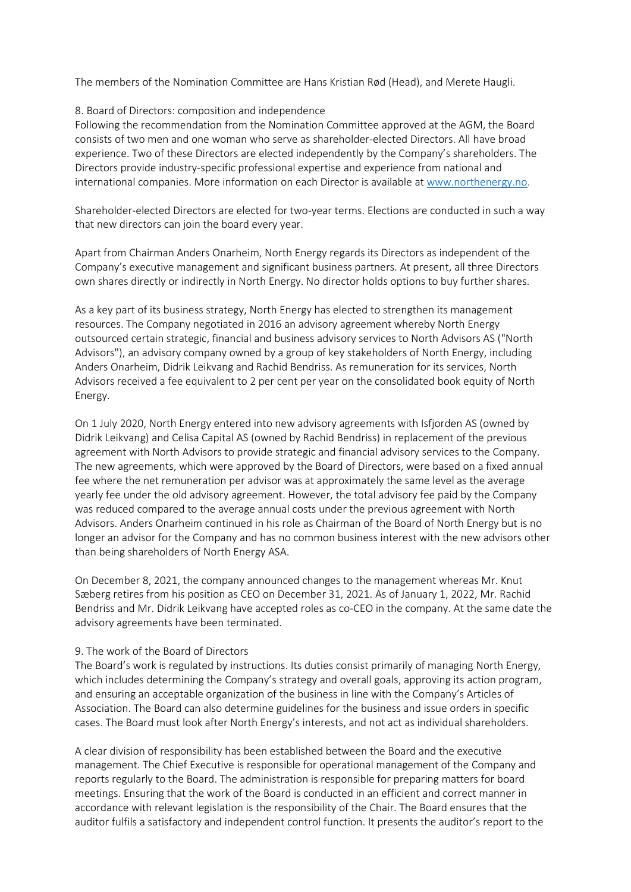The members of the Nomination Committee are Hans Kristian Rød (Head), and Merete Haugli.

## 8. Board of Directors: composition and independence

Following the recommendation from the Nomination Committee approved at the AGM, the Board consists of two men and one woman who serve as shareholder-elected Directors. All have broad experience. Two of these Directors are elected independently by the Company's shareholders. The Directors provide industry-specific professional expertise and experience from national and international companies. More information on each Director is available at www.northenergy.no.

Shareholder-elected Directors are elected for two-year terms. Elections are conducted in such a way that new directors can join the board every year.

Apart from Chairman Anders Onarheim, North Energy regards its Directors as independent of the Company's executive management and significant business partners. At present, all three Directors own shares directly or indirectly in North Energy. No director holds options to buy further shares.

As a key part of its business strategy, North Energy has elected to strengthen its management resources. The Company negotiated in 2016 an advisory agreement whereby North Energy outsourced certain strategic, financial and business advisory services to North Advisors AS ("North Advisors"), an advisory company owned by a group of key stakeholders of North Energy, including Anders Onarheim, Didrik Leikvang and Rachid Bendriss. As remuneration for its services, North Advisors received a fee equivalent to 2 per cent per year on the consolidated book equity of North Energy.

On 1 July 2020, North Energy entered into new advisory agreements with Isfjorden AS (owned by Didrik Leikvang) and Celisa Capital AS (owned by Rachid Bendriss) in replacement of the previous agreement with North Advisors to provide strategic and financial advisory services to the Company. The new agreements, which were approved by the Board of Directors, were based on a fixed annual fee where the net remuneration per advisor was at approximately the same level as the average yearly fee under the old advisory agreement. However, the total advisory fee paid by the Company was reduced compared to the average annual costs under the previous agreement with North Advisors. Anders Onarheim continued in his role as Chairman of the Board of North Energy but is no longer an advisor for the Company and has no common business interest with the new advisors other than being shareholders of North Energy ASA.

On December 8, 2021, the company announced changes to the management whereas Mr. Knut Sæberg retires from his position as CEO on December 31, 2021. As of January 1, 2022, Mr. Rachid Bendriss and Mr. Didrik Leikvang have accepted roles as co-CEO in the company. At the same date the advisory agreements have been terminated.

## 9. The work of the Board of Directors

The Board's work is regulated by instructions. Its duties consist primarily of managing North Energy, which includes determining the Company's strategy and overall goals, approving its action program, and ensuring an acceptable organization of the business in line with the Company's Articles of Association. The Board can also determine guidelines for the business and issue orders in specific cases. The Board must look after North Energy's interests, and not act as individual shareholders.

A clear division of responsibility has been established between the Board and the executive management. The Chief Executive is responsible for operational management of the Company and reports regularly to the Board. The administration is responsible for preparing matters for board meetings. Ensuring that the work of the Board is conducted in an efficient and correct manner in accordance with relevant legislation is the responsibility of the Chair. The Board ensures that the auditor fulfils a satisfactory and independent control function. It presents the auditor's report to the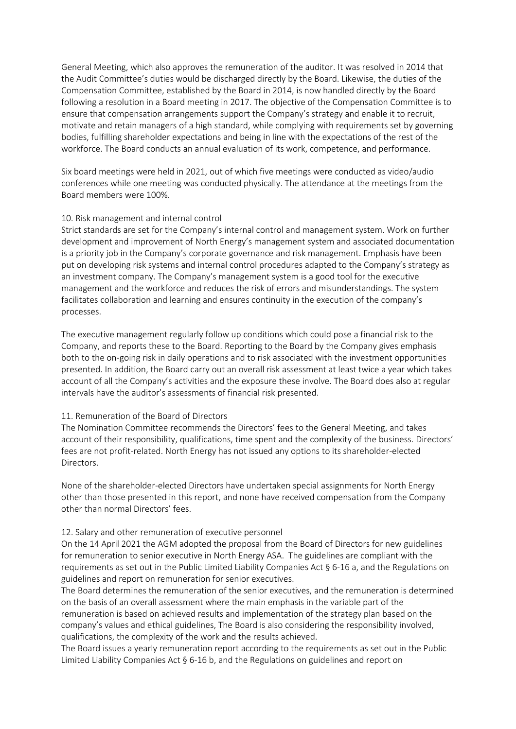General Meeting, which also approves the remuneration of the auditor. It was resolved in 2014 that the Audit Committee's duties would be discharged directly by the Board. Likewise, the duties of the Compensation Committee, established by the Board in 2014, is now handled directly by the Board following a resolution in a Board meeting in 2017. The objective of the Compensation Committee is to ensure that compensation arrangements support the Company's strategy and enable it to recruit, motivate and retain managers of a high standard, while complying with requirements set by governing bodies, fulfilling shareholder expectations and being in line with the expectations of the rest of the workforce. The Board conducts an annual evaluation of its work, competence, and performance.

Six board meetings were held in 2021, out of which five meetings were conducted as video/audio conferences while one meeting was conducted physically. The attendance at the meetings from the Board members were 100%.

## 10. Risk management and internal control

Strict standards are set for the Company's internal control and management system. Work on further development and improvement of North Energy's management system and associated documentation is a priority job in the Company's corporate governance and risk management. Emphasis have been put on developing risk systems and internal control procedures adapted to the Company's strategy as an investment company. The Company's management system is a good tool for the executive management and the workforce and reduces the risk of errors and misunderstandings. The system facilitates collaboration and learning and ensures continuity in the execution of the company's processes.

The executive management regularly follow up conditions which could pose a financial risk to the Company, and reports these to the Board. Reporting to the Board by the Company gives emphasis both to the on-going risk in daily operations and to risk associated with the investment opportunities presented. In addition, the Board carry out an overall risk assessment at least twice a year which takes account of all the Company's activities and the exposure these involve. The Board does also at regular intervals have the auditor's assessments of financial risk presented.

## 11. Remuneration of the Board of Directors

The Nomination Committee recommends the Directors' fees to the General Meeting, and takes account of their responsibility, qualifications, time spent and the complexity of the business. Directors' fees are not profit-related. North Energy has not issued any options to its shareholder-elected Directors.

None of the shareholder-elected Directors have undertaken special assignments for North Energy other than those presented in this report, and none have received compensation from the Company other than normal Directors' fees.

## 12. Salary and other remuneration of executive personnel

On the 14 April 2021 the AGM adopted the proposal from the Board of Directors for new guidelines for remuneration to senior executive in North Energy ASA. The guidelines are compliant with the requirements as set out in the Public Limited Liability Companies Act § 6-16 a, and the Regulations on guidelines and report on remuneration for senior executives.

The Board determines the remuneration of the senior executives, and the remuneration is determined on the basis of an overall assessment where the main emphasis in the variable part of the remuneration is based on achieved results and implementation of the strategy plan based on the company's values and ethical guidelines, The Board is also considering the responsibility involved, qualifications, the complexity of the work and the results achieved.

The Board issues a yearly remuneration report according to the requirements as set out in the Public Limited Liability Companies Act § 6-16 b, and the Regulations on guidelines and report on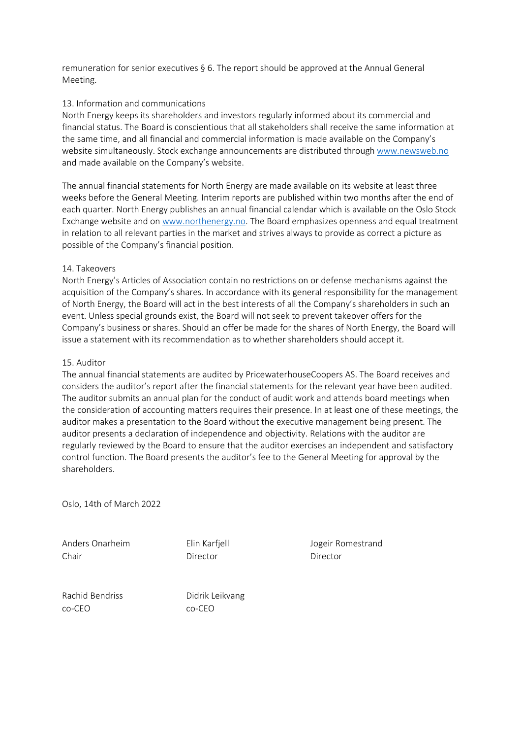remuneration for senior executives § 6. The report should be approved at the Annual General Meeting.

## 13. Information and communications

North Energy keeps its shareholders and investors regularly informed about its commercial and financial status. The Board is conscientious that all stakeholders shall receive the same information at the same time, and all financial and commercial information is made available on the Company's website simultaneously. Stock exchange announcements are distributed through www.newsweb.no and made available on the Company's website.

The annual financial statements for North Energy are made available on its website at least three weeks before the General Meeting. Interim reports are published within two months after the end of each quarter. North Energy publishes an annual financial calendar which is available on the Oslo Stock Exchange website and on www.northenergy.no. The Board emphasizes openness and equal treatment in relation to all relevant parties in the market and strives always to provide as correct a picture as possible of the Company's financial position.

## 14. Takeovers

North Energy's Articles of Association contain no restrictions on or defense mechanisms against the acquisition of the Company's shares. In accordance with its general responsibility for the management of North Energy, the Board will act in the best interests of all the Company's shareholders in such an event. Unless special grounds exist, the Board will not seek to prevent takeover offers for the Company's business or shares. Should an offer be made for the shares of North Energy, the Board will issue a statement with its recommendation as to whether shareholders should accept it.

## 15. Auditor

The annual financial statements are audited by PricewaterhouseCoopers AS. The Board receives and considers the auditor's report after the financial statements for the relevant year have been audited. The auditor submits an annual plan for the conduct of audit work and attends board meetings when the consideration of accounting matters requires their presence. In at least one of these meetings, the auditor makes a presentation to the Board without the executive management being present. The auditor presents a declaration of independence and objectivity. Relations with the auditor are regularly reviewed by the Board to ensure that the auditor exercises an independent and satisfactory control function. The Board presents the auditor's fee to the General Meeting for approval by the shareholders.

Oslo, 14th of March 2022

| | | |
|---|---|---|
| Anders Onarheim<br>Chair | Elin Karfjell<br>Director | Jogeir Romestrand<br>Director |
| Rachid Bendriss<br>co-CEO | Didrik Leikvang<br>co-CEO | |